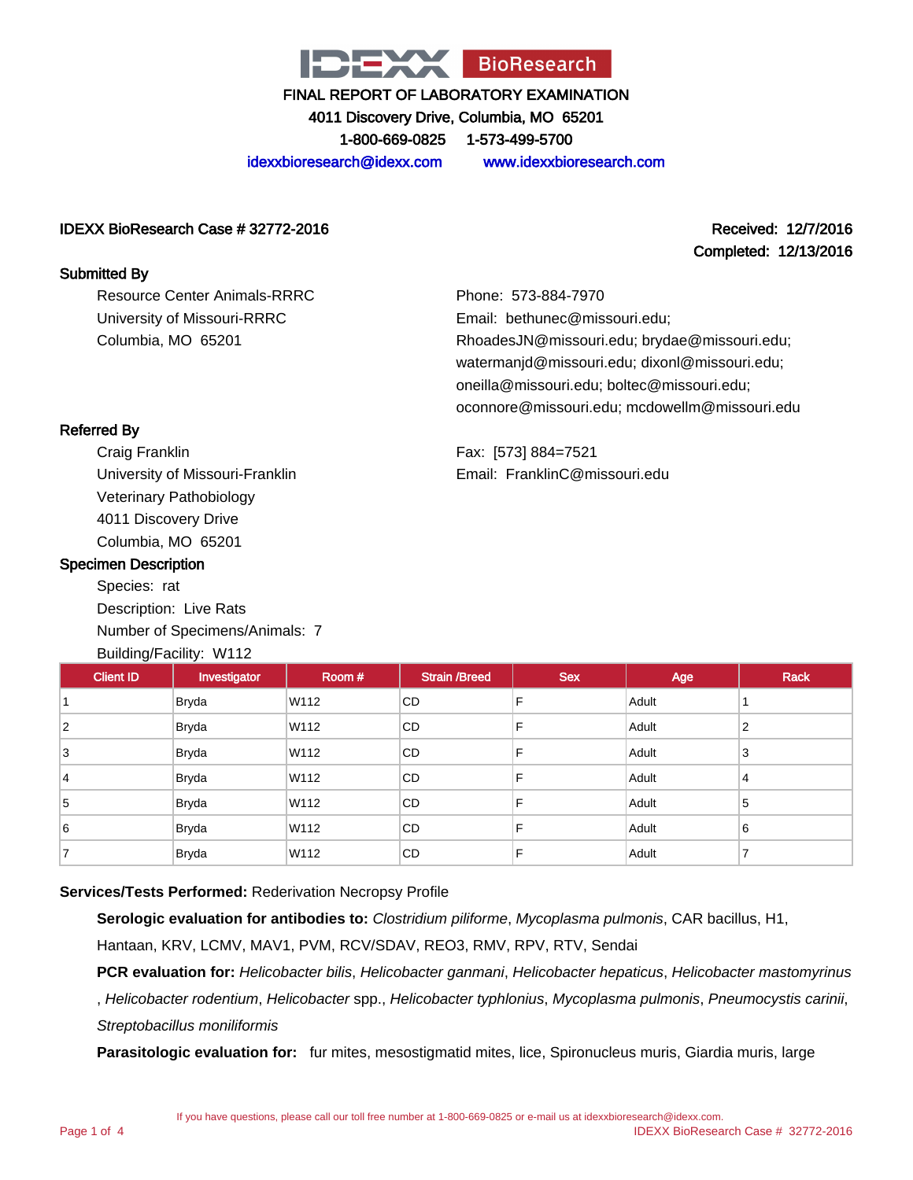# IDEXX BioResearch

**FINAL REPORT OF LABORATORY EXAMINATION**

**4011 Discovery Drive, Columbia, MO 65201**

**1-800-669-0825    1-573-499-5700**

idexxbioresearch@idexx.com    www.idexxbioresearch.com

**IDEXX BioResearch Case # 32772-2016**

**Received: 12/7/2016**
**Completed: 12/13/2016**

## Submitted By

Resource Center Animals-RRRC
University of Missouri-RRRC
Columbia, MO 65201

Phone: 573-884-7970
Email: bethunec@missouri.edu; RhoadesJN@missouri.edu; brydae@missouri.edu; watermanjd@missouri.edu; dixonl@missouri.edu; oneilla@missouri.edu; boltec@missouri.edu; oconnore@missouri.edu; mcdowellm@missouri.edu

## Referred By

Craig Franklin
University of Missouri-Franklin
Veterinary Pathobiology
4011 Discovery Drive
Columbia, MO 65201

Fax: [573] 884=7521
Email: FranklinC@missouri.edu

## Specimen Description

Species: rat
Description: Live Rats
Number of Specimens/Animals: 7
Building/Facility: W112

| Client ID | Investigator | Room # | Strain /Breed | Sex | Age | Rack |
|---|---|---|---|---|---|---|
| 1 | Bryda | W112 | CD | F | Adult | 1 |
| 2 | Bryda | W112 | CD | F | Adult | 2 |
| 3 | Bryda | W112 | CD | F | Adult | 3 |
| 4 | Bryda | W112 | CD | F | Adult | 4 |
| 5 | Bryda | W112 | CD | F | Adult | 5 |
| 6 | Bryda | W112 | CD | F | Adult | 6 |
| 7 | Bryda | W112 | CD | F | Adult | 7 |

**Services/Tests Performed:** Rederivation Necropsy Profile

**Serologic evaluation for antibodies to:** *Clostridium piliforme*, *Mycoplasma pulmonis*, CAR bacillus, H1, Hantaan, KRV, LCMV, MAV1, PVM, RCV/SDAV, REO3, RMV, RPV, RTV, Sendai

**PCR evaluation for:** *Helicobacter bilis*, *Helicobacter ganmani*, *Helicobacter hepaticus*, *Helicobacter mastomyrinus*, *Helicobacter rodentium*, *Helicobacter* spp., *Helicobacter typhlonius*, *Mycoplasma pulmonis*, *Pneumocystis carinii*, *Streptobacillus moniliformis*

**Parasitologic evaluation for:** fur mites, mesostigmatid mites, lice, Spironucleus muris, Giardia muris, large

If you have questions, please call our toll free number at 1-800-669-0825 or e-mail us at idexxbioresearch@idexx.com.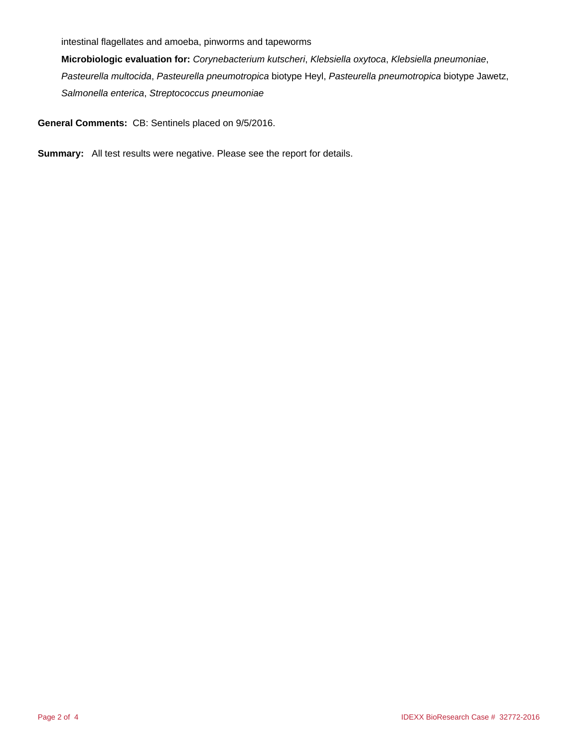intestinal flagellates and amoeba, pinworms and tapeworms

**Microbiologic evaluation for:** *Corynebacterium kutscheri*, *Klebsiella oxytoca*, *Klebsiella pneumoniae*, *Pasteurella multocida*, *Pasteurella pneumotropica* biotype Heyl, *Pasteurella pneumotropica* biotype Jawetz, *Salmonella enterica*, *Streptococcus pneumoniae*

**General Comments:** CB: Sentinels placed on 9/5/2016.

**Summary:** All test results were negative. Please see the report for details.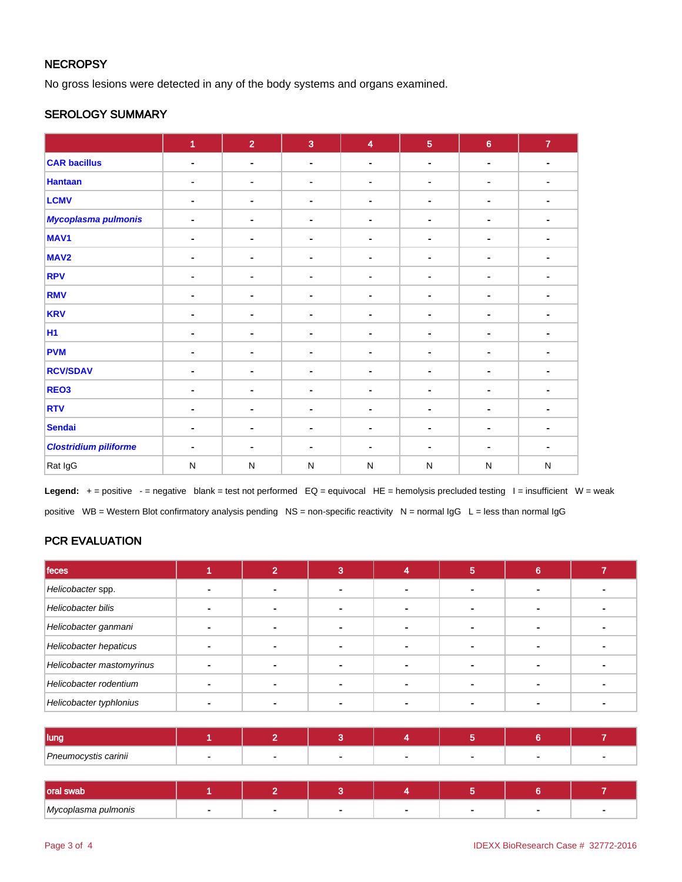## NECROPSY

No gross lesions were detected in any of the body systems and organs examined.

## SEROLOGY SUMMARY

| | 1 | 2 | 3 | 4 | 5 | 6 | 7 |
|---|---|---|---|---|---|---|---|
| CAR bacillus | - | - | - | - | - | - | - |
| Hantaan | - | - | - | - | - | - | - |
| LCMV | - | - | - | - | - | - | - |
| *Mycoplasma pulmonis* | - | - | - | - | - | - | - |
| MAV1 | - | - | - | - | - | - | - |
| MAV2 | - | - | - | - | - | - | - |
| RPV | - | - | - | - | - | - | - |
| RMV | - | - | - | - | - | - | - |
| KRV | - | - | - | - | - | - | - |
| H1 | - | - | - | - | - | - | - |
| PVM | - | - | - | - | - | - | - |
| RCV/SDAV | - | - | - | - | - | - | - |
| REO3 | - | - | - | - | - | - | - |
| RTV | - | - | - | - | - | - | - |
| Sendai | - | - | - | - | - | - | - |
| *Clostridium piliforme* | - | - | - | - | - | - | - |
| Rat IgG | N | N | N | N | N | N | N |

**Legend:** + = positive - = negative blank = test not performed EQ = equivocal HE = hemolysis precluded testing I = insufficient W = weak positive WB = Western Blot confirmatory analysis pending NS = non-specific reactivity N = normal IgG L = less than normal IgG

## PCR EVALUATION

| feces | 1 | 2 | 3 | 4 | 5 | 6 | 7 |
|---|---|---|---|---|---|---|---|
| *Helicobacter* spp. | - | - | - | - | - | - | - |
| *Helicobacter bilis* | - | - | - | - | - | - | - |
| *Helicobacter ganmani* | - | - | - | - | - | - | - |
| *Helicobacter hepaticus* | - | - | - | - | - | - | - |
| *Helicobacter mastomyrinus* | - | - | - | - | - | - | - |
| *Helicobacter rodentium* | - | - | - | - | - | - | - |
| *Helicobacter typhlonius* | - | - | - | - | - | - | - |

| lung | 1 | 2 | 3 | 4 | 5 | 6 | 7 |
|---|---|---|---|---|---|---|---|
| *Pneumocystis carinii* | - | - | - | - | - | - | - |

| oral swab | 1 | 2 | 3 | 4 | 5 | 6 | 7 |
|---|---|---|---|---|---|---|---|
| *Mycoplasma pulmonis* | - | - | - | - | - | - | - |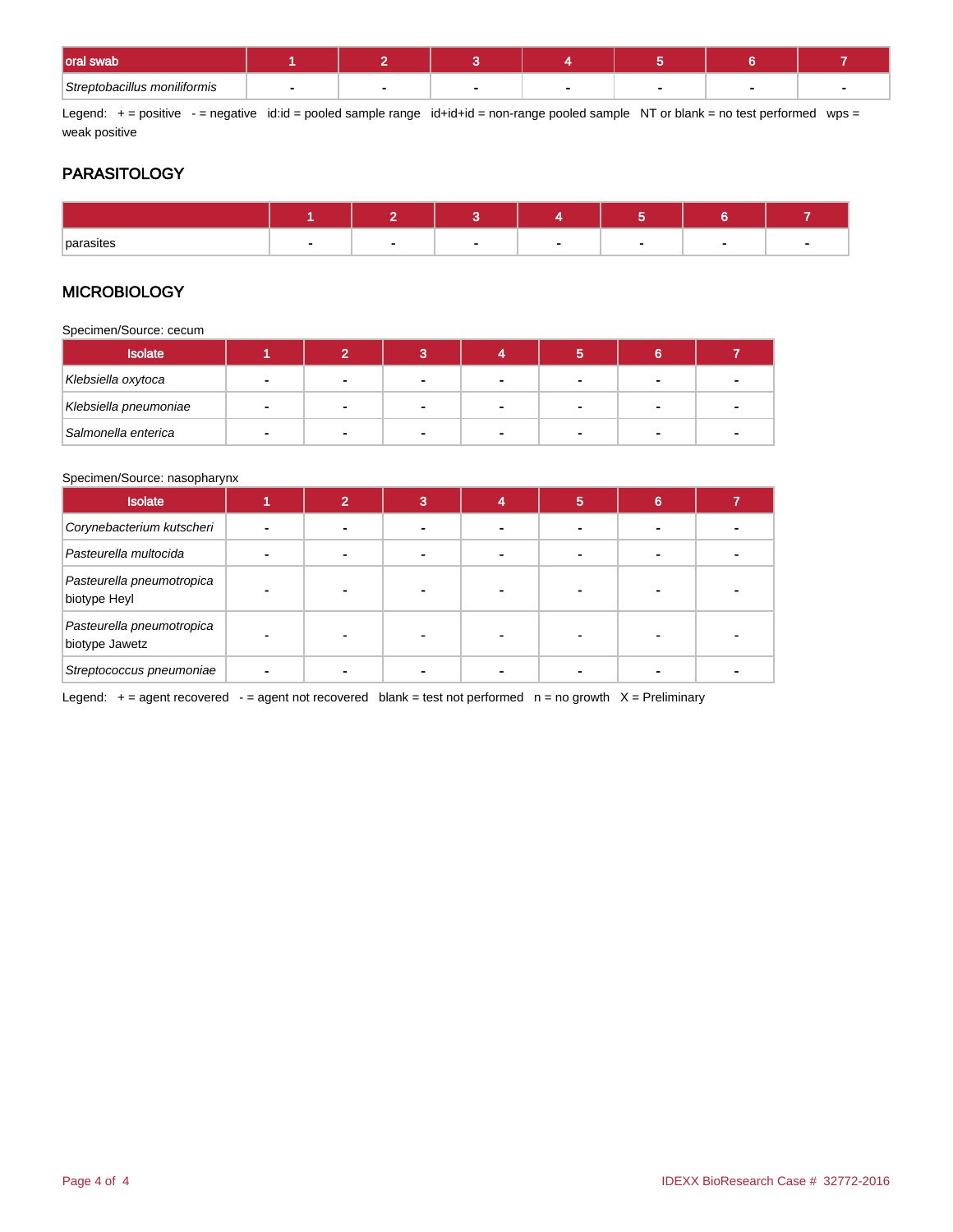| oral swab | 1 | 2 | 3 | 4 | 5 | 6 | 7 |
|---|---|---|---|---|---|---|---|
| *Streptobacillus moniliformis* | - | - | - | - | - | - | - |

Legend: + = positive - = negative id:id = pooled sample range id+id+id = non-range pooled sample NT or blank = no test performed wps = weak positive

## PARASITOLOGY

| | 1 | 2 | 3 | 4 | 5 | 6 | 7 |
|---|---|---|---|---|---|---|---|
| parasites | - | - | - | - | - | - | - |

## MICROBIOLOGY

Specimen/Source: cecum

| Isolate | 1 | 2 | 3 | 4 | 5 | 6 | 7 |
|---|---|---|---|---|---|---|---|
| *Klebsiella oxytoca* | - | - | - | - | - | - | - |
| *Klebsiella pneumoniae* | - | - | - | - | - | - | - |
| *Salmonella enterica* | - | - | - | - | - | - | - |

Specimen/Source: nasopharynx

| Isolate | 1 | 2 | 3 | 4 | 5 | 6 | 7 |
|---|---|---|---|---|---|---|---|
| *Corynebacterium kutscheri* | - | - | - | - | - | - | - |
| *Pasteurella multocida* | - | - | - | - | - | - | - |
| *Pasteurella pneumotropica* biotype Heyl | - | - | - | - | - | - | - |
| *Pasteurella pneumotropica* biotype Jawetz | - | - | - | - | - | - | - |
| *Streptococcus pneumoniae* | - | - | - | - | - | - | - |

Legend: + = agent recovered - = agent not recovered blank = test not performed n = no growth X = Preliminary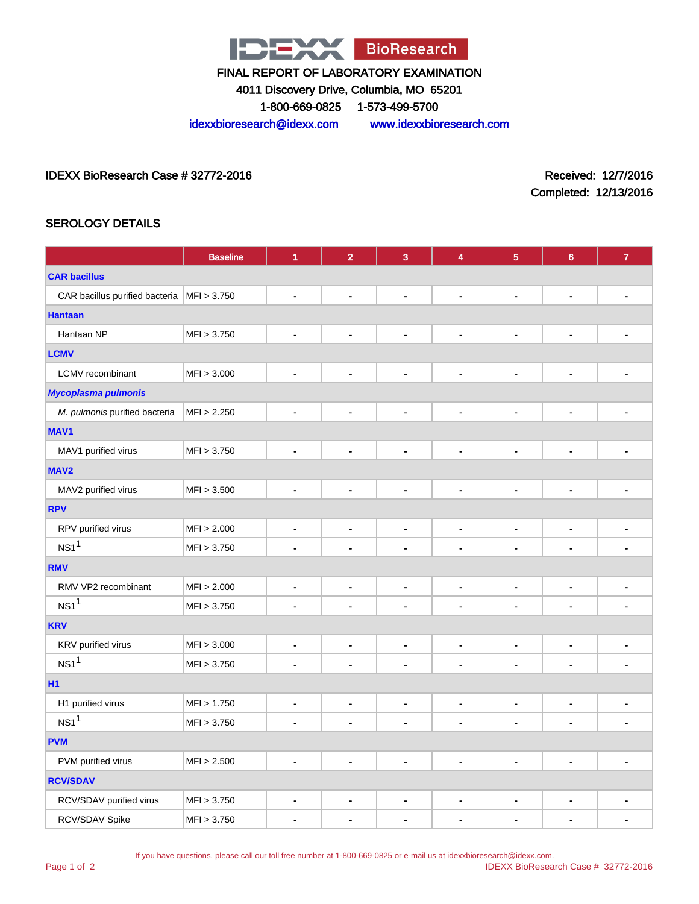# IDEXX BioResearch

FINAL REPORT OF LABORATORY EXAMINATION

4011 Discovery Drive, Columbia, MO 65201

1-800-669-0825 1-573-499-5700

idexxbioresearch@idexx.com www.idexxbioresearch.com

IDEXX BioResearch Case # 32772-2016

Received: 12/7/2016

Completed: 12/13/2016

## SEROLOGY DETAILS

| | Baseline | 1 | 2 | 3 | 4 | 5 | 6 | 7 |
|---|---|---|---|---|---|---|---|---|
| **CAR bacillus** | | | | | | | | |
| CAR bacillus purified bacteria | MFI > 3.750 | - | - | - | - | - | - | - |
| **Hantaan** | | | | | | | | |
| Hantaan NP | MFI > 3.750 | - | - | - | - | - | - | - |
| **LCMV** | | | | | | | | |
| LCMV recombinant | MFI > 3.000 | - | - | - | - | - | - | - |
| ***Mycoplasma pulmonis*** | | | | | | | | |
| *M. pulmonis* purified bacteria | MFI > 2.250 | - | - | - | - | - | - | - |
| **MAV1** | | | | | | | | |
| MAV1 purified virus | MFI > 3.750 | - | - | - | - | - | - | - |
| **MAV2** | | | | | | | | |
| MAV2 purified virus | MFI > 3.500 | - | - | - | - | - | - | - |
| **RPV** | | | | | | | | |
| RPV purified virus | MFI > 2.000 | - | - | - | - | - | - | - |
| NS1[1] | MFI > 3.750 | - | - | - | - | - | - | - |
| **RMV** | | | | | | | | |
| RMV VP2 recombinant | MFI > 2.000 | - | - | - | - | - | - | - |
| NS1[1] | MFI > 3.750 | - | - | - | - | - | - | - |
| **KRV** | | | | | | | | |
| KRV purified virus | MFI > 3.000 | - | - | - | - | - | - | - |
| NS1[1] | MFI > 3.750 | - | - | - | - | - | - | - |
| **H1** | | | | | | | | |
| H1 purified virus | MFI > 1.750 | - | - | - | - | - | - | - |
| NS1[1] | MFI > 3.750 | - | - | - | - | - | - | - |
| **PVM** | | | | | | | | |
| PVM purified virus | MFI > 2.500 | - | - | - | - | - | - | - |
| **RCV/SDAV** | | | | | | | | |
| RCV/SDAV purified virus | MFI > 3.750 | - | - | - | - | - | - | - |
| RCV/SDAV Spike | MFI > 3.750 | - | - | - | - | - | - | - |

If you have questions, please call our toll free number at 1-800-669-0825 or e-mail us at idexxbioresearch@idexx.com.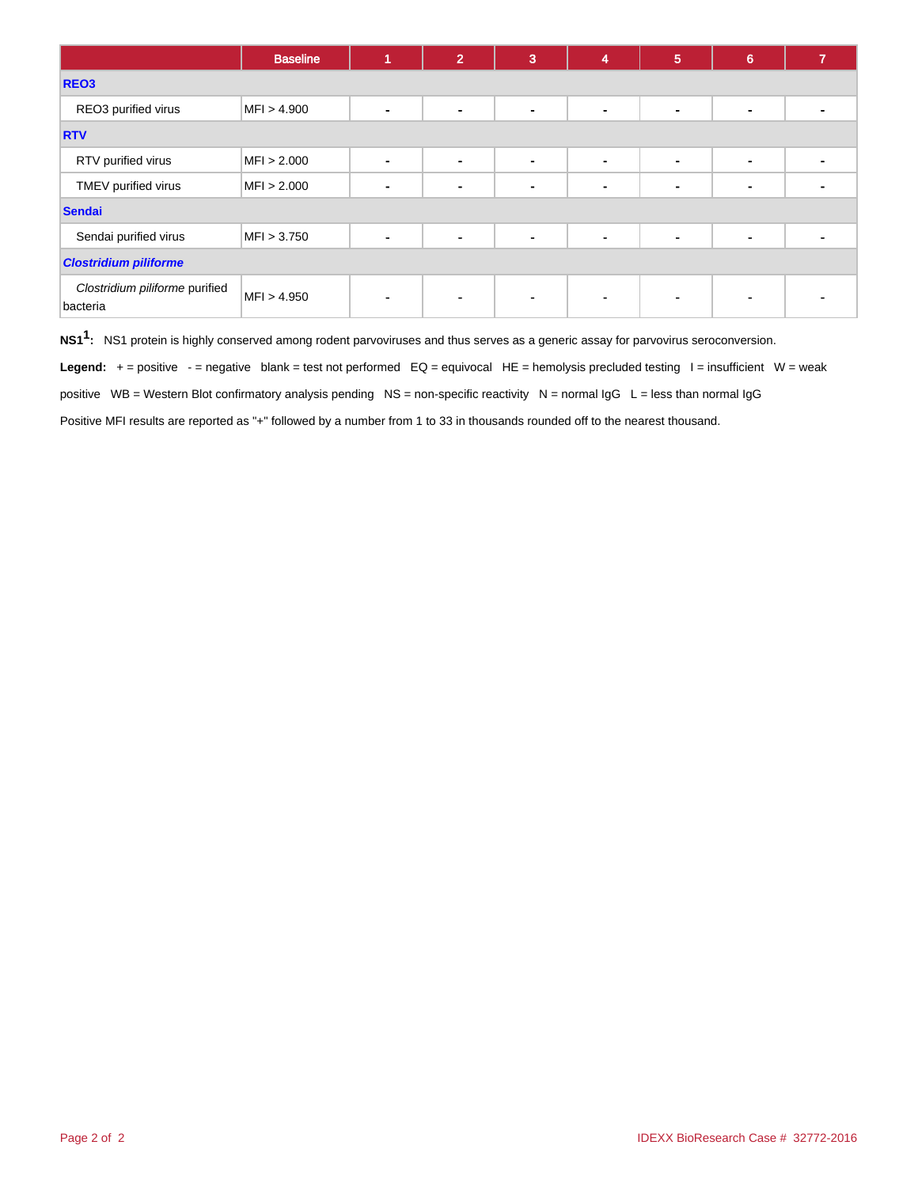| | Baseline | 1 | 2 | 3 | 4 | 5 | 6 | 7 |
|---|---|---|---|---|---|---|---|---|
| **REO3** | | | | | | | | |
| REO3 purified virus | MFI > 4.900 | - | - | - | - | - | - | - |
| **RTV** | | | | | | | | |
| RTV purified virus | MFI > 2.000 | - | - | - | - | - | - | - |
| TMEV purified virus | MFI > 2.000 | - | - | - | - | - | - | - |
| **Sendai** | | | | | | | | |
| Sendai purified virus | MFI > 3.750 | - | - | - | - | - | - | - |
| ***Clostridium piliforme*** | | | | | | | | |
| *Clostridium piliforme* purified bacteria | MFI > 4.950 | - | - | - | - | - | - | - |

**NS1[1]:** NS1 protein is highly conserved among rodent parvoviruses and thus serves as a generic assay for parvovirus seroconversion.

**Legend:** + = positive - = negative blank = test not performed EQ = equivocal HE = hemolysis precluded testing I = insufficient W = weak positive WB = Western Blot confirmatory analysis pending NS = non-specific reactivity N = normal IgG L = less than normal IgG

Positive MFI results are reported as "+" followed by a number from 1 to 33 in thousands rounded off to the nearest thousand.

IDEXX BioResearch Case # 32772-2016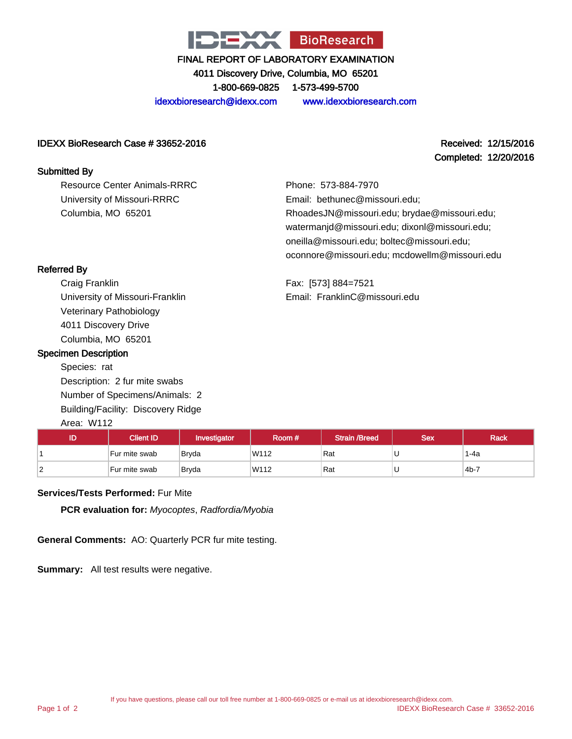IDEXX BioResearch

FINAL REPORT OF LABORATORY EXAMINATION

4011 Discovery Drive, Columbia, MO 65201

1-800-669-0825 1-573-499-5700

idexxbioresearch@idexx.com www.idexxbioresearch.com

**IDEXX BioResearch Case # 33652-2016**

**Received: 12/15/2016**
**Completed: 12/20/2016**

## Submitted By

Resource Center Animals-RRRC
University of Missouri-RRRC
Columbia, MO 65201

Phone: 573-884-7970
Email: bethunec@missouri.edu; RhoadesJN@missouri.edu; brydae@missouri.edu; watermanjd@missouri.edu; dixonl@missouri.edu; oneilla@missouri.edu; boltec@missouri.edu; oconnore@missouri.edu; mcdowellm@missouri.edu

## Referred By

Craig Franklin
University of Missouri-Franklin
Veterinary Pathobiology
4011 Discovery Drive
Columbia, MO 65201

Fax: [573] 884=7521
Email: FranklinC@missouri.edu

## Specimen Description

Species: rat
Description: 2 fur mite swabs
Number of Specimens/Animals: 2
Building/Facility: Discovery Ridge
Area: W112

| ID | Client ID | Investigator | Room # | Strain /Breed | Sex | Rack |
|---|---|---|---|---|---|---|
| 1 | Fur mite swab | Bryda | W112 | Rat | U | 1-4a |
| 2 | Fur mite swab | Bryda | W112 | Rat | U | 4b-7 |

**Services/Tests Performed:** Fur Mite

**PCR evaluation for:** *Myocoptes*, *Radfordia/Myobia*

**General Comments:** AO: Quarterly PCR fur mite testing.

**Summary:** All test results were negative.

If you have questions, please call our toll free number at 1-800-669-0825 or e-mail us at idexxbioresearch@idexx.com.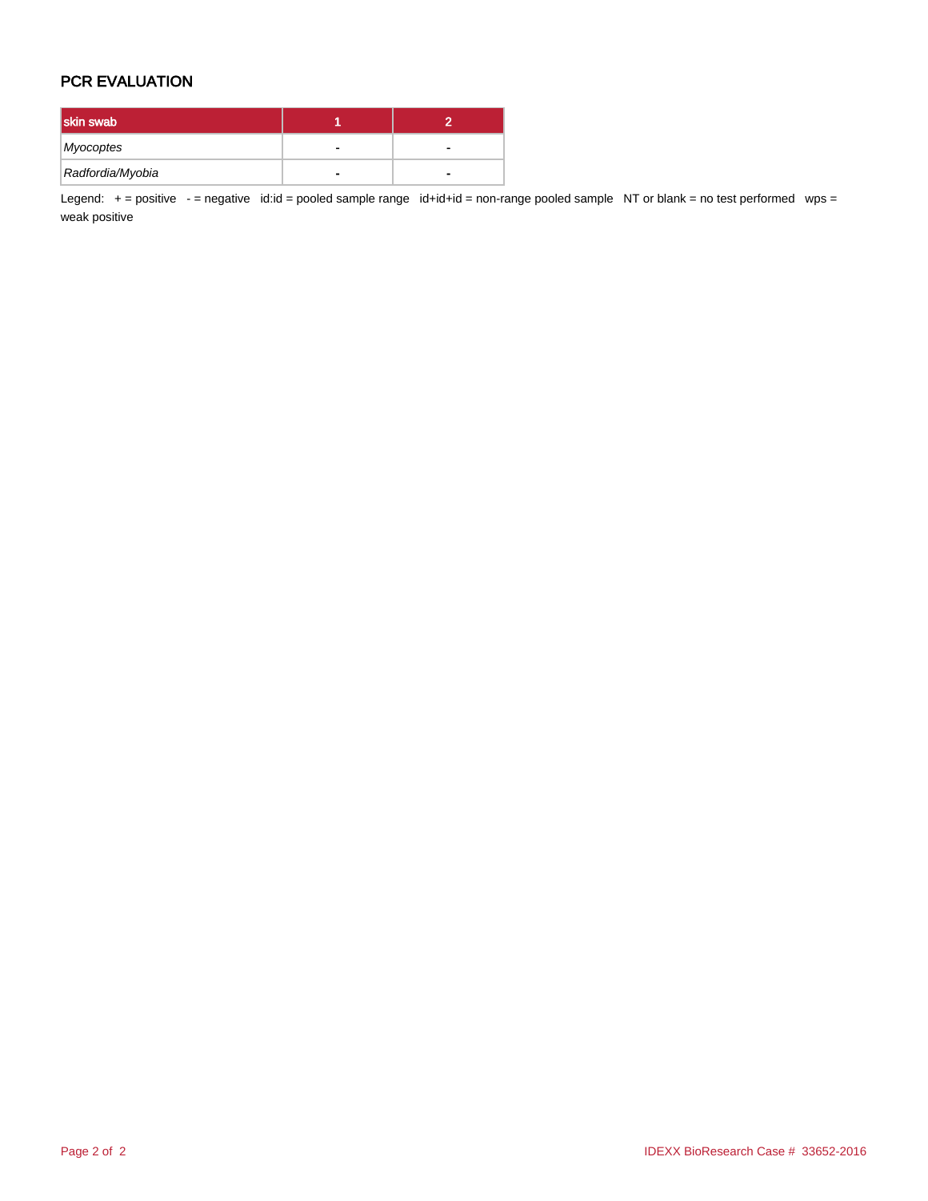## PCR EVALUATION

| skin swab | 1 | 2 |
|---|---|---|
| *Myocoptes* | - | - |
| *Radfordia/Myobia* | - | - |

Legend: + = positive - = negative id:id = pooled sample range id+id+id = non-range pooled sample NT or blank = no test performed wps = weak positive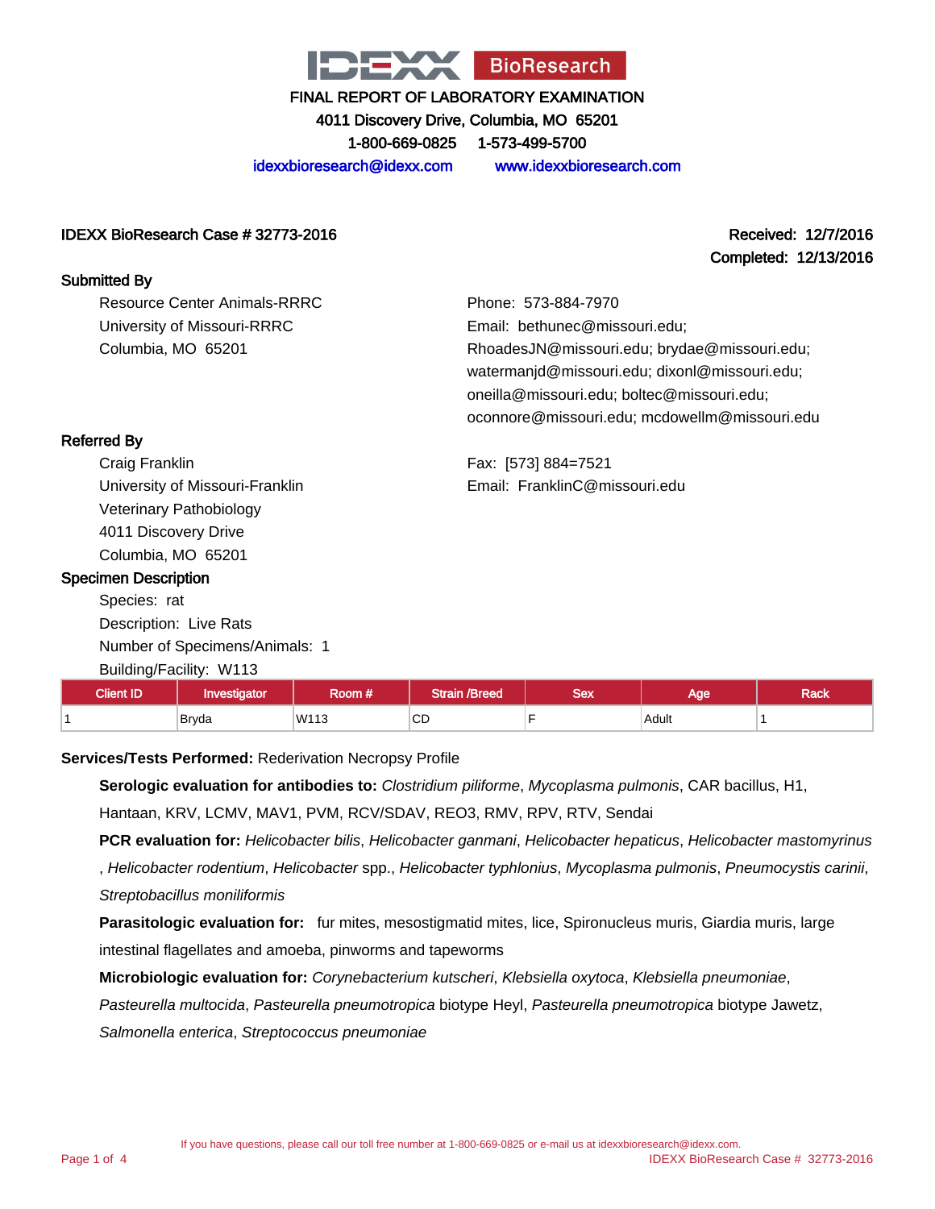IDEXX BioResearch

# FINAL REPORT OF LABORATORY EXAMINATION

4011 Discovery Drive, Columbia, MO 65201

1-800-669-0825 1-573-499-5700

idexxbioresearch@idexx.com www.idexxbioresearch.com

**IDEXX BioResearch Case # 32773-2016**

**Received: 12/7/2016**
**Completed: 12/13/2016**

## Submitted By

Resource Center Animals-RRRC
University of Missouri-RRRC
Columbia, MO 65201

Phone: 573-884-7970
Email: bethunec@missouri.edu; RhoadesJN@missouri.edu; brydae@missouri.edu; watermanjd@missouri.edu; dixonl@missouri.edu; oneilla@missouri.edu; boltec@missouri.edu; oconnore@missouri.edu; mcdowellm@missouri.edu

## Referred By

Craig Franklin
University of Missouri-Franklin
Veterinary Pathobiology
4011 Discovery Drive
Columbia, MO 65201

Fax: [573] 884=7521
Email: FranklinC@missouri.edu

## Specimen Description

Species: rat
Description: Live Rats
Number of Specimens/Animals: 1
Building/Facility: W113

| Client ID | Investigator | Room # | Strain /Breed | Sex | Age | Rack |
|---|---|---|---|---|---|---|
| 1 | Bryda | W113 | CD | F | Adult | 1 |

**Services/Tests Performed:** Rederivation Necropsy Profile

**Serologic evaluation for antibodies to:** *Clostridium piliforme*, *Mycoplasma pulmonis*, CAR bacillus, H1, Hantaan, KRV, LCMV, MAV1, PVM, RCV/SDAV, REO3, RMV, RPV, RTV, Sendai

**PCR evaluation for:** *Helicobacter bilis*, *Helicobacter ganmani*, *Helicobacter hepaticus*, *Helicobacter mastomyrinus*, *Helicobacter rodentium*, *Helicobacter* spp., *Helicobacter typhlonius*, *Mycoplasma pulmonis*, *Pneumocystis carinii*, *Streptobacillus moniliformis*

**Parasitologic evaluation for:** fur mites, mesostigmatid mites, lice, Spironucleus muris, Giardia muris, large intestinal flagellates and amoeba, pinworms and tapeworms

**Microbiologic evaluation for:** *Corynebacterium kutscheri*, *Klebsiella oxytoca*, *Klebsiella pneumoniae*, *Pasteurella multocida*, *Pasteurella pneumotropica* biotype Heyl, *Pasteurella pneumotropica* biotype Jawetz, *Salmonella enterica*, *Streptococcus pneumoniae*

If you have questions, please call our toll free number at 1-800-669-0825 or e-mail us at idexxbioresearch@idexx.com.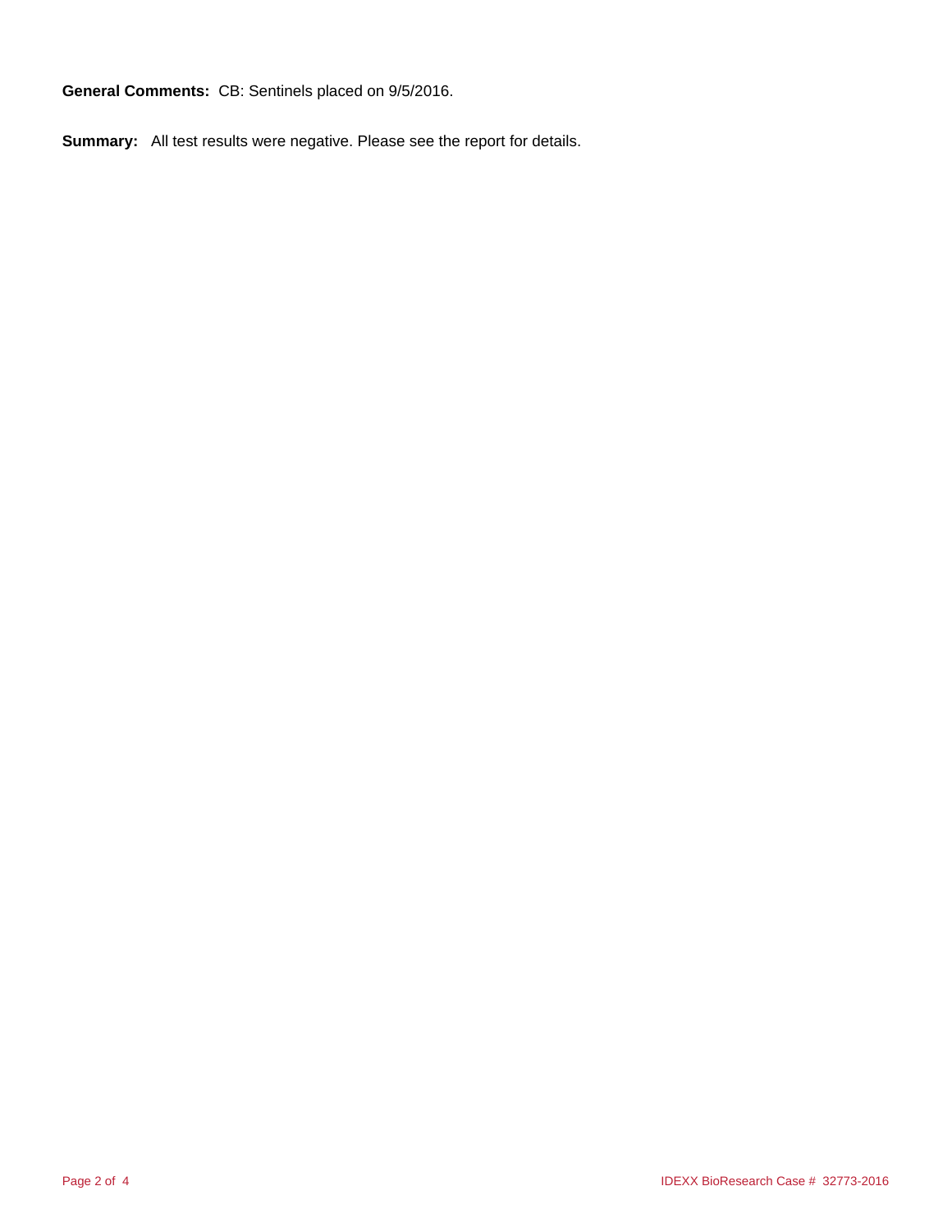**General Comments:** CB: Sentinels placed on 9/5/2016.

**Summary:** All test results were negative. Please see the report for details.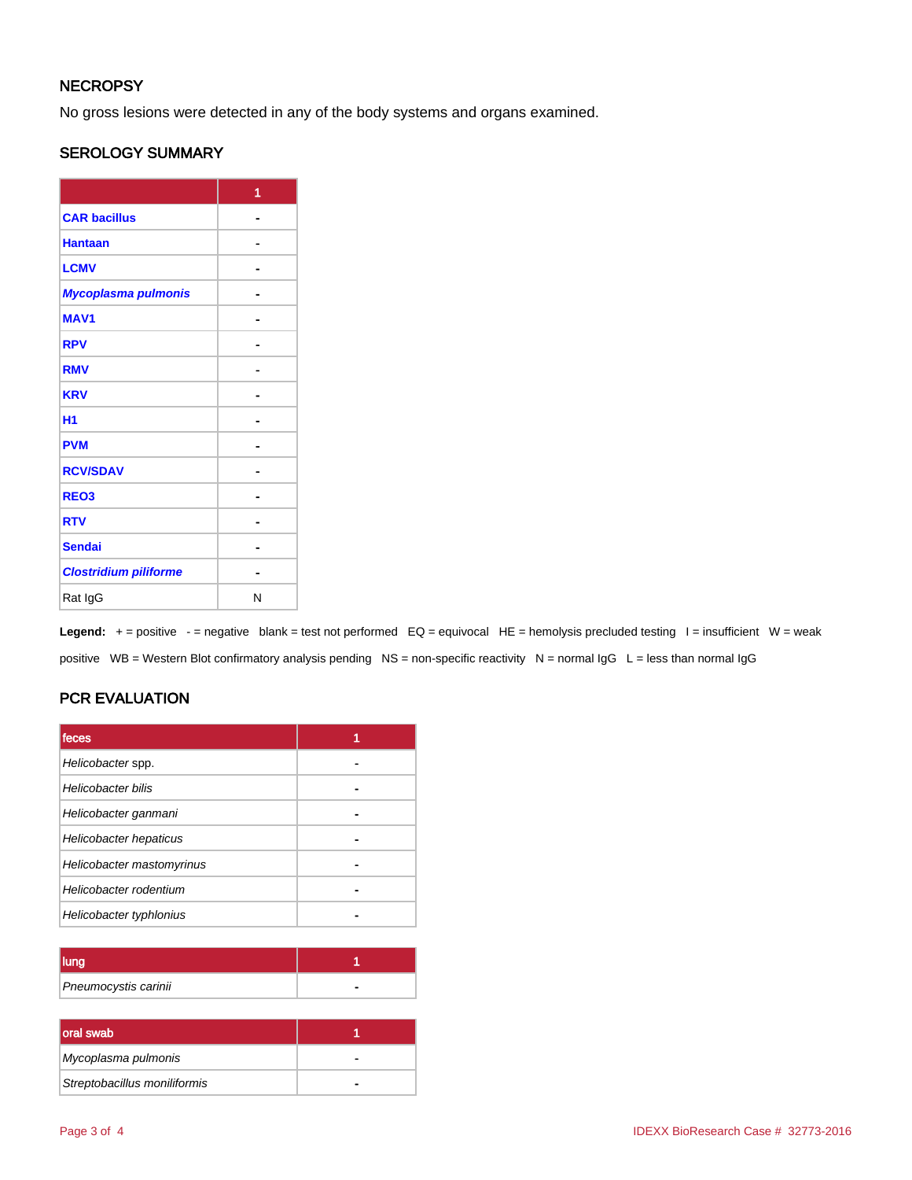## NECROPSY

No gross lesions were detected in any of the body systems and organs examined.

## SEROLOGY SUMMARY

| | 1 |
|---|---|
| **CAR bacillus** | - |
| **Hantaan** | - |
| **LCMV** | - |
| ***Mycoplasma pulmonis*** | - |
| **MAV1** | - |
| **RPV** | - |
| **RMV** | - |
| **KRV** | - |
| **H1** | - |
| **PVM** | - |
| **RCV/SDAV** | - |
| **REO3** | - |
| **RTV** | - |
| **Sendai** | - |
| ***Clostridium piliforme*** | - |
| Rat IgG | N |

**Legend:** + = positive - = negative blank = test not performed EQ = equivocal HE = hemolysis precluded testing I = insufficient W = weak positive WB = Western Blot confirmatory analysis pending NS = non-specific reactivity N = normal IgG L = less than normal IgG

## PCR EVALUATION

| feces | 1 |
|---|---|
| *Helicobacter* spp. | - |
| *Helicobacter bilis* | - |
| *Helicobacter ganmani* | - |
| *Helicobacter hepaticus* | - |
| *Helicobacter mastomyrinus* | - |
| *Helicobacter rodentium* | - |
| *Helicobacter typhlonius* | - |

| lung | 1 |
|---|---|
| *Pneumocystis carinii* | - |

| oral swab | 1 |
|---|---|
| *Mycoplasma pulmonis* | - |
| *Streptobacillus moniliformis* | - |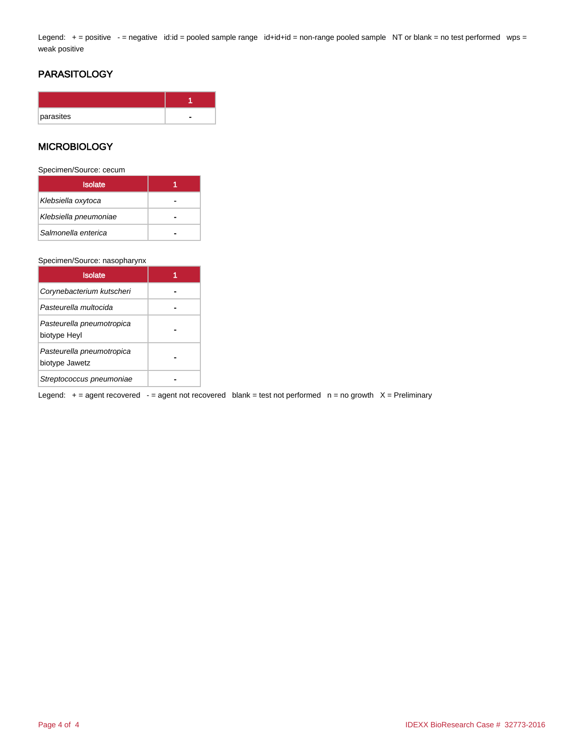Legend: + = positive - = negative id:id = pooled sample range id+id+id = non-range pooled sample NT or blank = no test performed wps = weak positive

## PARASITOLOGY

| | 1 |
|---|---|
| parasites | - |

## MICROBIOLOGY

Specimen/Source: cecum

| Isolate | 1 |
|---|---|
| *Klebsiella oxytoca* | - |
| *Klebsiella pneumoniae* | - |
| *Salmonella enterica* | - |

Specimen/Source: nasopharynx

| Isolate | 1 |
|---|---|
| *Corynebacterium kutscheri* | - |
| *Pasteurella multocida* | - |
| *Pasteurella pneumotropica* biotype Heyl | - |
| *Pasteurella pneumotropica* biotype Jawetz | - |
| *Streptococcus pneumoniae* | - |

Legend: + = agent recovered - = agent not recovered blank = test not performed n = no growth X = Preliminary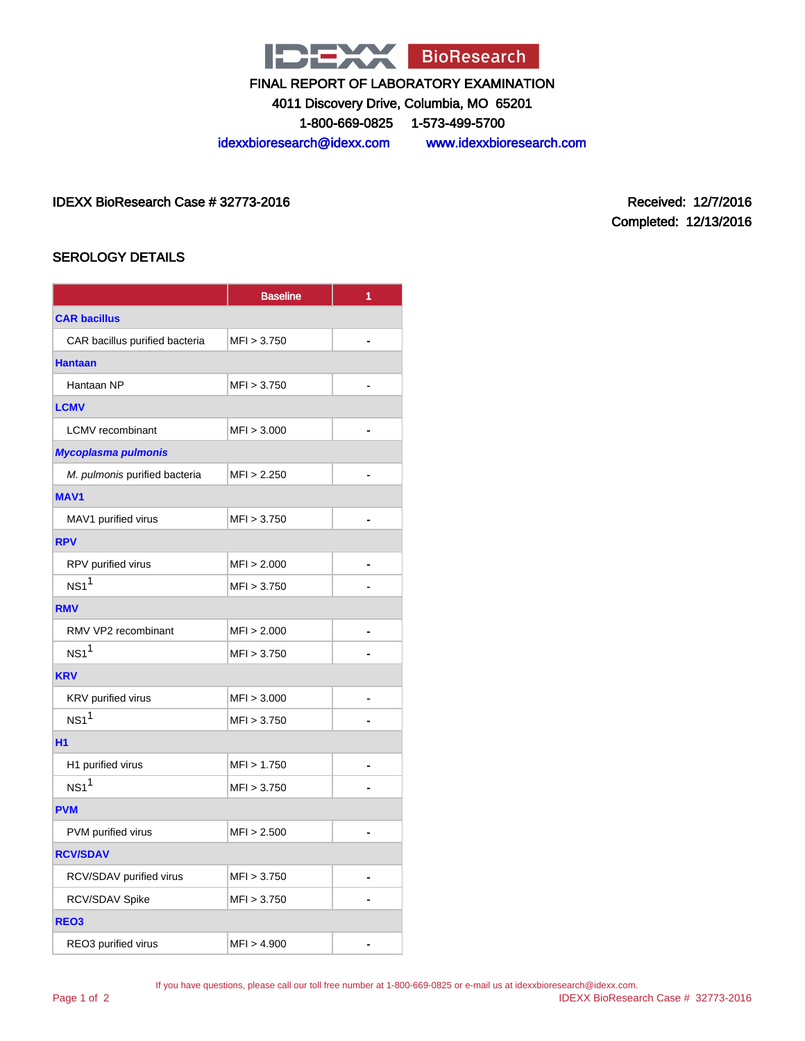IDEXX BioResearch

FINAL REPORT OF LABORATORY EXAMINATION

4011 Discovery Drive, Columbia, MO 65201

1-800-669-0825 1-573-499-5700

idexxbioresearch@idexx.com www.idexxbioresearch.com

IDEXX BioResearch Case # 32773-2016

Received: 12/7/2016

Completed: 12/13/2016

## SEROLOGY DETAILS

| | Baseline | 1 |
|---|---|---|
| **CAR bacillus** | | |
| CAR bacillus purified bacteria | MFI > 3.750 | - |
| **Hantaan** | | |
| Hantaan NP | MFI > 3.750 | - |
| **LCMV** | | |
| LCMV recombinant | MFI > 3.000 | - |
| ***Mycoplasma pulmonis*** | | |
| *M. pulmonis* purified bacteria | MFI > 2.250 | - |
| **MAV1** | | |
| MAV1 purified virus | MFI > 3.750 | - |
| **RPV** | | |
| RPV purified virus | MFI > 2.000 | - |
| NS1[1] | MFI > 3.750 | - |
| **RMV** | | |
| RMV VP2 recombinant | MFI > 2.000 | - |
| NS1[1] | MFI > 3.750 | - |
| **KRV** | | |
| KRV purified virus | MFI > 3.000 | - |
| NS1[1] | MFI > 3.750 | - |
| **H1** | | |
| H1 purified virus | MFI > 1.750 | - |
| NS1[1] | MFI > 3.750 | - |
| **PVM** | | |
| PVM purified virus | MFI > 2.500 | - |
| **RCV/SDAV** | | |
| RCV/SDAV purified virus | MFI > 3.750 | - |
| RCV/SDAV Spike | MFI > 3.750 | - |
| **REO3** | | |
| REO3 purified virus | MFI > 4.900 | - |

If you have questions, please call our toll free number at 1-800-669-0825 or e-mail us at idexxbioresearch@idexx.com.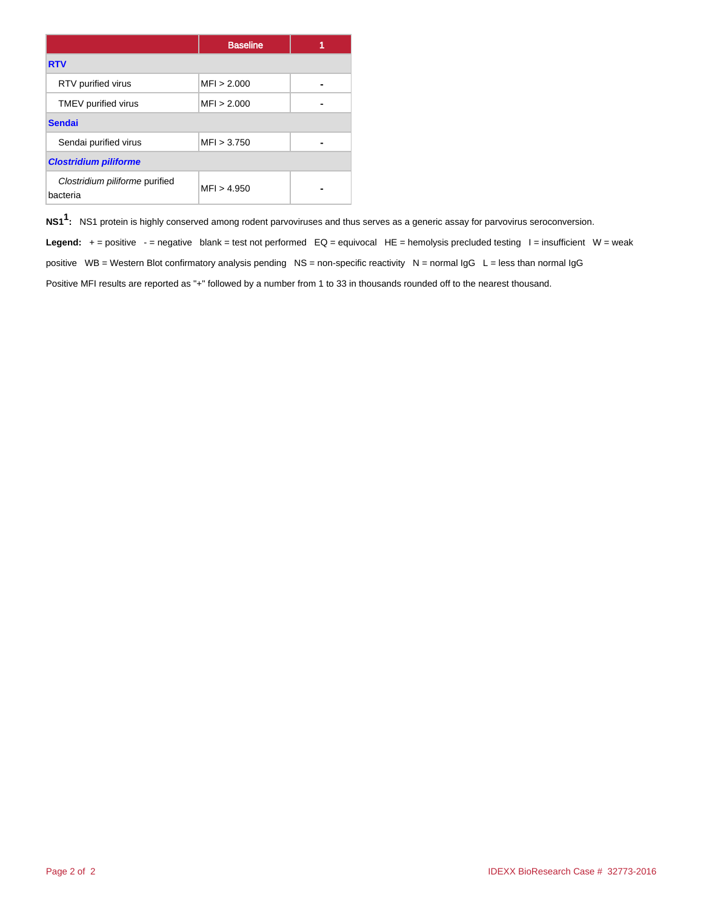| | Baseline | 1 |
|---|---|---|
| **RTV** | | |
| RTV purified virus | MFI > 2.000 | - |
| TMEV purified virus | MFI > 2.000 | - |
| **Sendai** | | |
| Sendai purified virus | MFI > 3.750 | - |
| ***Clostridium piliforme*** | | |
| *Clostridium piliforme* purified bacteria | MFI > 4.950 | - |

**NS1[1]:** NS1 protein is highly conserved among rodent parvoviruses and thus serves as a generic assay for parvovirus seroconversion.

**Legend:** + = positive - = negative blank = test not performed EQ = equivocal HE = hemolysis precluded testing I = insufficient W = weak positive WB = Western Blot confirmatory analysis pending NS = non-specific reactivity N = normal IgG L = less than normal IgG

Positive MFI results are reported as "+" followed by a number from 1 to 33 in thousands rounded off to the nearest thousand.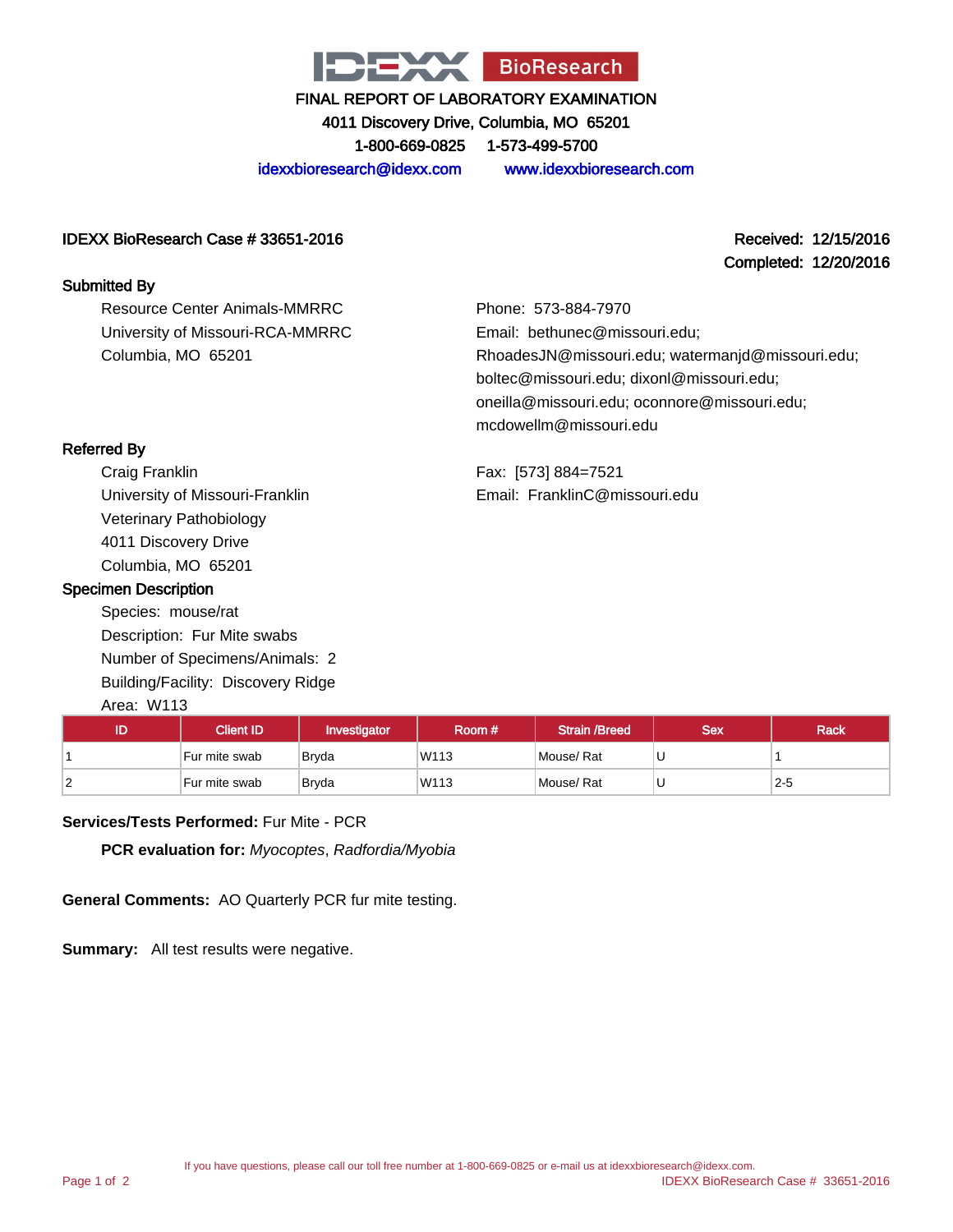# IDEXX BioResearch

**FINAL REPORT OF LABORATORY EXAMINATION**

4011 Discovery Drive, Columbia, MO 65201

1-800-669-0825 1-573-499-5700

idexxbioresearch@idexx.com www.idexxbioresearch.com

**IDEXX BioResearch Case # 33651-2016**

**Received:** 12/15/2016

**Completed:** 12/20/2016

## Submitted By

Resource Center Animals-MMRRC
University of Missouri-RCA-MMRRC
Columbia, MO 65201

Phone: 573-884-7970
Email: bethunec@missouri.edu; RhoadesJN@missouri.edu; watermanjd@missouri.edu; boltec@missouri.edu; dixonl@missouri.edu; oneilla@missouri.edu; oconnore@missouri.edu; mcdowellm@missouri.edu

## Referred By

Craig Franklin
University of Missouri-Franklin
Veterinary Pathobiology
4011 Discovery Drive
Columbia, MO 65201

Fax: [573] 884=7521
Email: FranklinC@missouri.edu

## Specimen Description

Species: mouse/rat
Description: Fur Mite swabs
Number of Specimens/Animals: 2
Building/Facility: Discovery Ridge
Area: W113

| ID | Client ID | Investigator | Room # | Strain /Breed | Sex | Rack |
|---|---|---|---|---|---|---|
| 1 | Fur mite swab | Bryda | W113 | Mouse/ Rat | U | 1 |
| 2 | Fur mite swab | Bryda | W113 | Mouse/ Rat | U | 2-5 |

**Services/Tests Performed:** Fur Mite - PCR

**PCR evaluation for:** *Myocoptes*, *Radfordia/Myobia*

**General Comments:** AO Quarterly PCR fur mite testing.

**Summary:** All test results were negative.

If you have questions, please call our toll free number at 1-800-669-0825 or e-mail us at idexxbioresearch@idexx.com.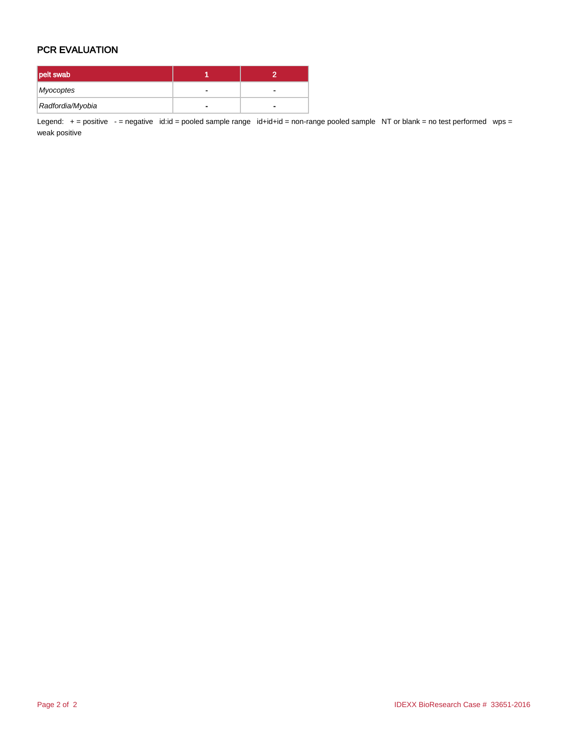## PCR EVALUATION

| pelt swab | 1 | 2 |
| --- | --- | --- |
| *Myocoptes* | - | - |
| *Radfordia/Myobia* | - | - |

Legend: + = positive - = negative id:id = pooled sample range id+id+id = non-range pooled sample NT or blank = no test performed wps = weak positive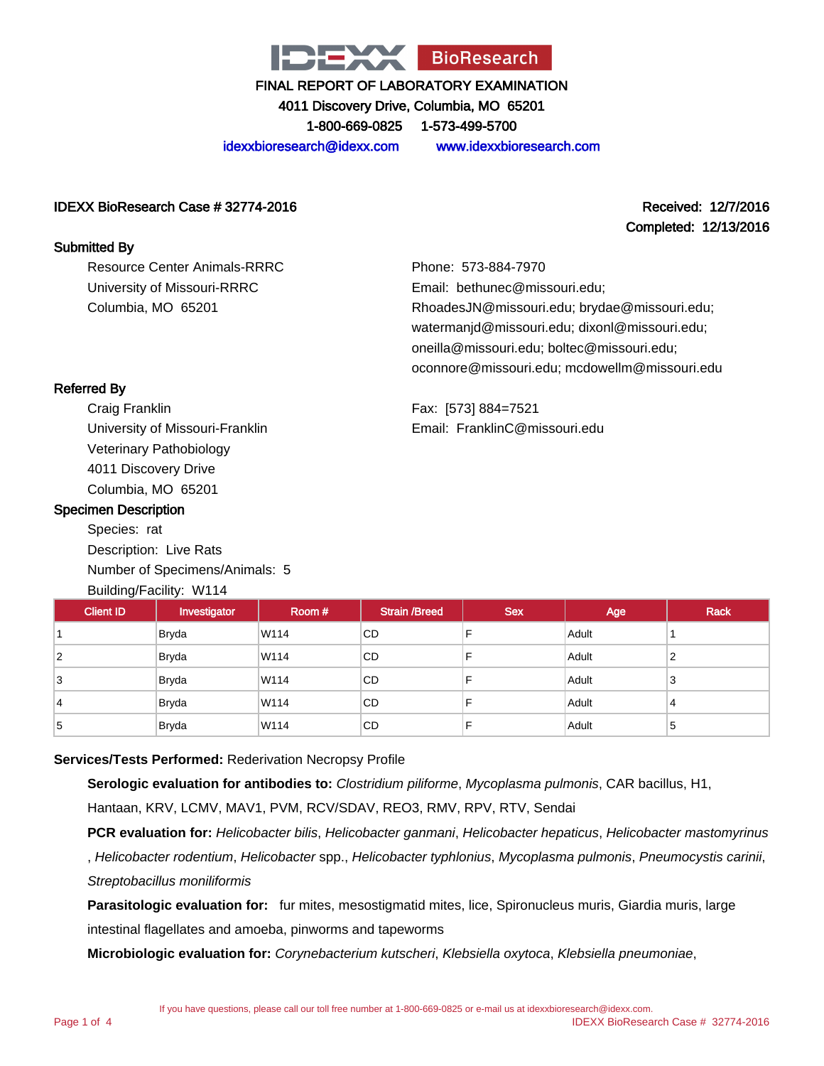IDEXX BioResearch

FINAL REPORT OF LABORATORY EXAMINATION

4011 Discovery Drive, Columbia, MO 65201

1-800-669-0825 1-573-499-5700

idexxbioresearch@idexx.com www.idexxbioresearch.com

**IDEXX BioResearch Case # 32774-2016**

**Received: 12/7/2016**
**Completed: 12/13/2016**

## Submitted By

Resource Center Animals-RRRC
University of Missouri-RRRC
Columbia, MO 65201

Phone: 573-884-7970
Email: bethunec@missouri.edu; RhoadesJN@missouri.edu; brydae@missouri.edu; watermanjd@missouri.edu; dixonl@missouri.edu; oneilla@missouri.edu; boltec@missouri.edu; oconnore@missouri.edu; mcdowellm@missouri.edu

## Referred By

Craig Franklin
University of Missouri-Franklin
Veterinary Pathobiology
4011 Discovery Drive
Columbia, MO 65201

Fax: [573] 884=7521
Email: FranklinC@missouri.edu

## Specimen Description

Species: rat
Description: Live Rats
Number of Specimens/Animals: 5
Building/Facility: W114

| Client ID | Investigator | Room # | Strain /Breed | Sex | Age | Rack |
|---|---|---|---|---|---|---|
| 1 | Bryda | W114 | CD | F | Adult | 1 |
| 2 | Bryda | W114 | CD | F | Adult | 2 |
| 3 | Bryda | W114 | CD | F | Adult | 3 |
| 4 | Bryda | W114 | CD | F | Adult | 4 |
| 5 | Bryda | W114 | CD | F | Adult | 5 |

**Services/Tests Performed:** Rederivation Necropsy Profile

**Serologic evaluation for antibodies to:** *Clostridium piliforme*, *Mycoplasma pulmonis*, CAR bacillus, H1, Hantaan, KRV, LCMV, MAV1, PVM, RCV/SDAV, REO3, RMV, RPV, RTV, Sendai

**PCR evaluation for:** *Helicobacter bilis*, *Helicobacter ganmani*, *Helicobacter hepaticus*, *Helicobacter mastomyrinus*, *Helicobacter rodentium*, *Helicobacter* spp., *Helicobacter typhlonius*, *Mycoplasma pulmonis*, *Pneumocystis carinii*, *Streptobacillus moniliformis*

**Parasitologic evaluation for:** fur mites, mesostigmatid mites, lice, Spironucleus muris, Giardia muris, large intestinal flagellates and amoeba, pinworms and tapeworms

**Microbiologic evaluation for:** *Corynebacterium kutscheri*, *Klebsiella oxytoca*, *Klebsiella pneumoniae*,

If you have questions, please call our toll free number at 1-800-669-0825 or e-mail us at idexxbioresearch@idexx.com.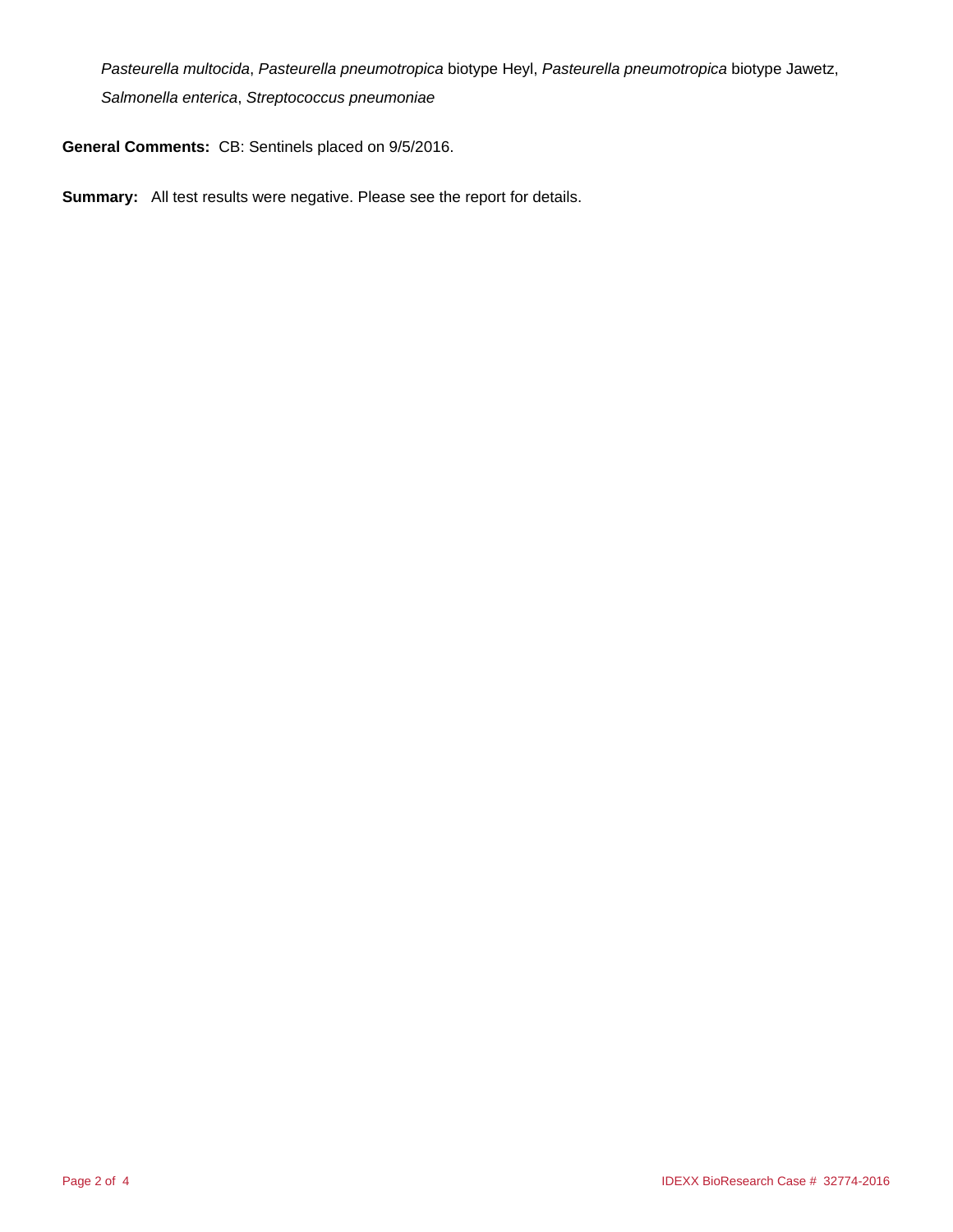*Pasteurella multocida*, *Pasteurella pneumotropica* biotype Heyl, *Pasteurella pneumotropica* biotype Jawetz, *Salmonella enterica*, *Streptococcus pneumoniae*

**General Comments:** CB: Sentinels placed on 9/5/2016.

**Summary:** All test results were negative. Please see the report for details.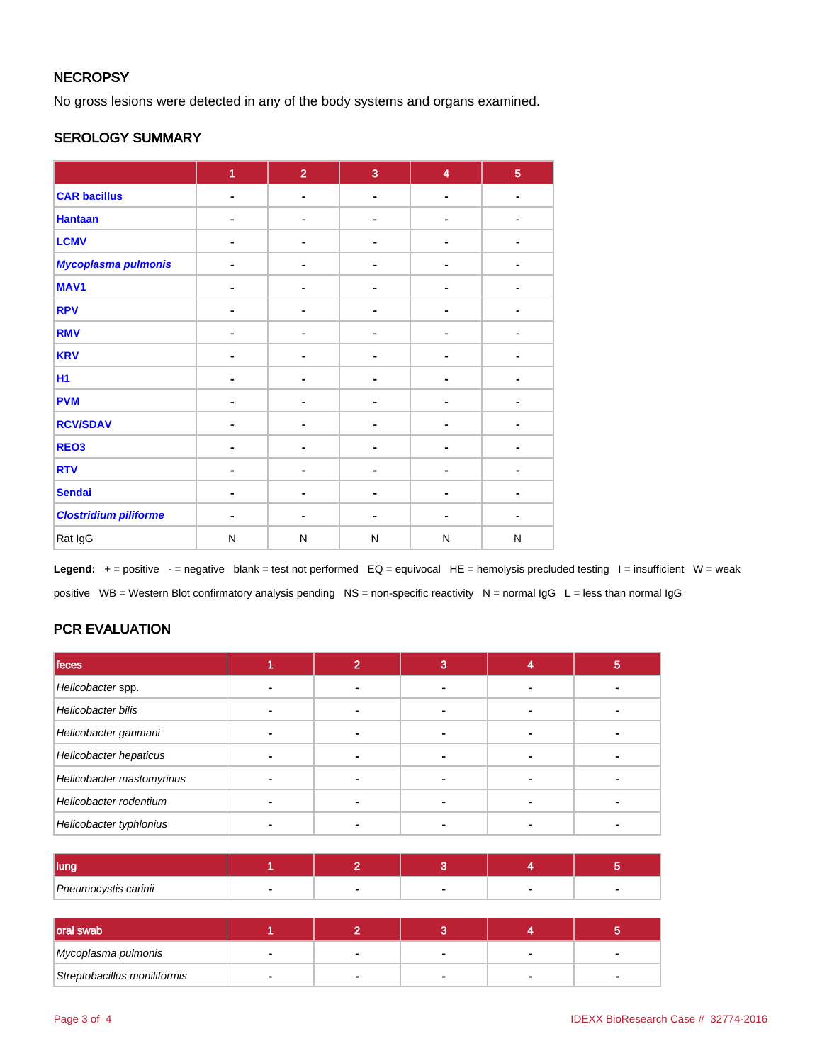## NECROPSY

No gross lesions were detected in any of the body systems and organs examined.

## SEROLOGY SUMMARY

| | 1 | 2 | 3 | 4 | 5 |
|---|---|---|---|---|---|
| **CAR bacillus** | - | - | - | - | - |
| **Hantaan** | - | - | - | - | - |
| **LCMV** | - | - | - | - | - |
| ***Mycoplasma pulmonis*** | - | - | - | - | - |
| **MAV1** | - | - | - | - | - |
| **RPV** | - | - | - | - | - |
| **RMV** | - | - | - | - | - |
| **KRV** | - | - | - | - | - |
| **H1** | - | - | - | - | - |
| **PVM** | - | - | - | - | - |
| **RCV/SDAV** | - | - | - | - | - |
| **REO3** | - | - | - | - | - |
| **RTV** | - | - | - | - | - |
| **Sendai** | - | - | - | - | - |
| ***Clostridium piliforme*** | - | - | - | - | - |
| Rat IgG | N | N | N | N | N |

**Legend:** + = positive - = negative blank = test not performed EQ = equivocal HE = hemolysis precluded testing I = insufficient W = weak positive WB = Western Blot confirmatory analysis pending NS = non-specific reactivity N = normal IgG L = less than normal IgG

## PCR EVALUATION

| feces | 1 | 2 | 3 | 4 | 5 |
|---|---|---|---|---|---|
| *Helicobacter* spp. | - | - | - | - | - |
| *Helicobacter bilis* | - | - | - | - | - |
| *Helicobacter ganmani* | - | - | - | - | - |
| *Helicobacter hepaticus* | - | - | - | - | - |
| *Helicobacter mastomyrinus* | - | - | - | - | - |
| *Helicobacter rodentium* | - | - | - | - | - |
| *Helicobacter typhlonius* | - | - | - | - | - |

| lung | 1 | 2 | 3 | 4 | 5 |
|---|---|---|---|---|---|
| *Pneumocystis carinii* | - | - | - | - | - |

| oral swab | 1 | 2 | 3 | 4 | 5 |
|---|---|---|---|---|---|
| *Mycoplasma pulmonis* | - | - | - | - | - |
| *Streptobacillus moniliformis* | - | - | - | - | - |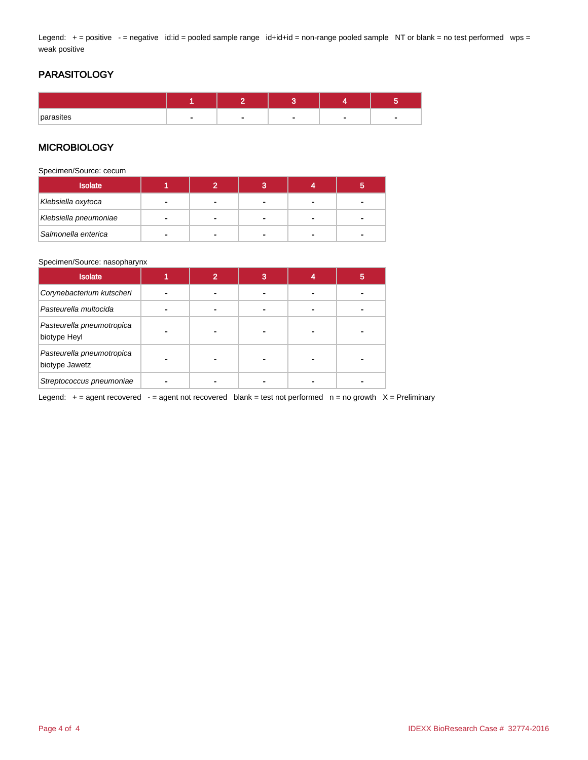Legend: + = positive - = negative id:id = pooled sample range id+id+id = non-range pooled sample NT or blank = no test performed wps = weak positive

## PARASITOLOGY

| | 1 | 2 | 3 | 4 | 5 |
|---|---|---|---|---|---|
| parasites | - | - | - | - | - |

## MICROBIOLOGY

Specimen/Source: cecum

| Isolate | 1 | 2 | 3 | 4 | 5 |
|---|---|---|---|---|---|
| *Klebsiella oxytoca* | - | - | - | - | - |
| *Klebsiella pneumoniae* | - | - | - | - | - |
| *Salmonella enterica* | - | - | - | - | - |

Specimen/Source: nasopharynx

| Isolate | 1 | 2 | 3 | 4 | 5 |
|---|---|---|---|---|---|
| *Corynebacterium kutscheri* | - | - | - | - | - |
| *Pasteurella multocida* | - | - | - | - | - |
| *Pasteurella pneumotropica* biotype Heyl | - | - | - | - | - |
| *Pasteurella pneumotropica* biotype Jawetz | - | - | - | - | - |
| *Streptococcus pneumoniae* | - | - | - | - | - |

Legend: + = agent recovered - = agent not recovered blank = test not performed n = no growth X = Preliminary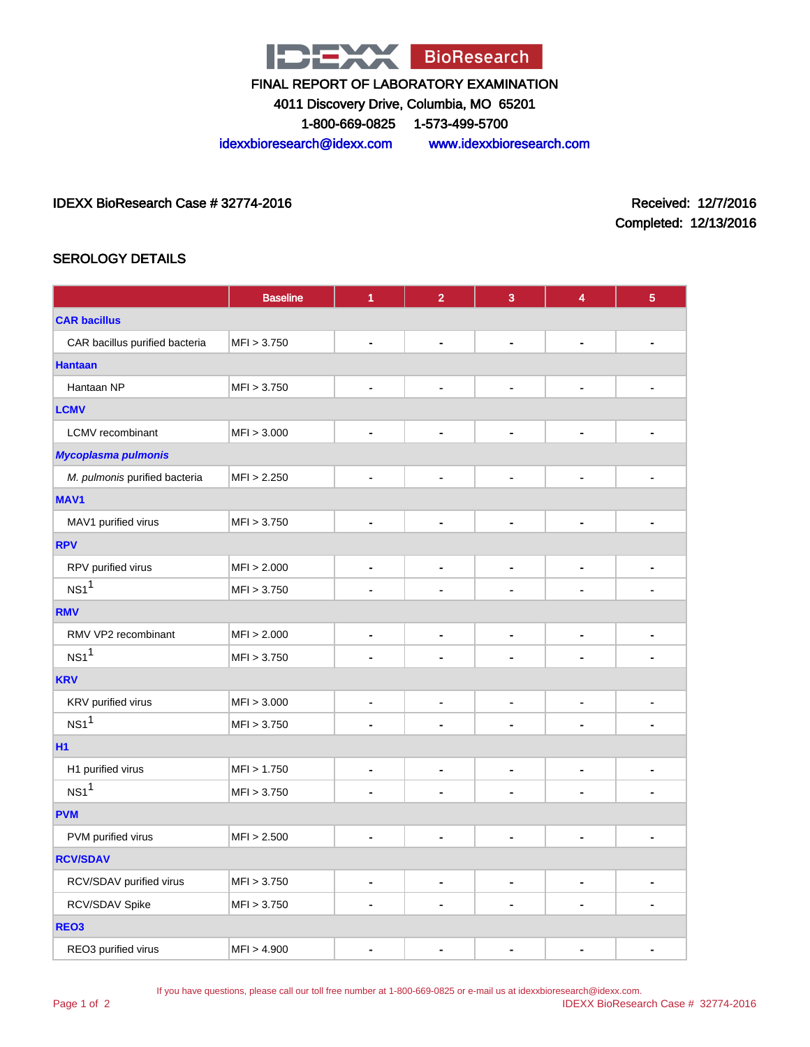# IDEXX BioResearch

FINAL REPORT OF LABORATORY EXAMINATION

4011 Discovery Drive, Columbia, MO 65201

1-800-669-0825 1-573-499-5700

idexxbioresearch@idexx.com www.idexxbioresearch.com

IDEXX BioResearch Case # 32774-2016

Received: 12/7/2016

Completed: 12/13/2016

## SEROLOGY DETAILS

| | Baseline | 1 | 2 | 3 | 4 | 5 |
|---|---|---|---|---|---|---|
| **CAR bacillus** | | | | | | |
| CAR bacillus purified bacteria | MFI > 3.750 | - | - | - | - | - |
| **Hantaan** | | | | | | |
| Hantaan NP | MFI > 3.750 | - | - | - | - | - |
| **LCMV** | | | | | | |
| LCMV recombinant | MFI > 3.000 | - | - | - | - | - |
| ***Mycoplasma pulmonis*** | | | | | | |
| *M. pulmonis* purified bacteria | MFI > 2.250 | - | - | - | - | - |
| **MAV1** | | | | | | |
| MAV1 purified virus | MFI > 3.750 | - | - | - | - | - |
| **RPV** | | | | | | |
| RPV purified virus | MFI > 2.000 | - | - | - | - | - |
| NS1[1] | MFI > 3.750 | - | - | - | - | - |
| **RMV** | | | | | | |
| RMV VP2 recombinant | MFI > 2.000 | - | - | - | - | - |
| NS1[1] | MFI > 3.750 | - | - | - | - | - |
| **KRV** | | | | | | |
| KRV purified virus | MFI > 3.000 | - | - | - | - | - |
| NS1[1] | MFI > 3.750 | - | - | - | - | - |
| **H1** | | | | | | |
| H1 purified virus | MFI > 1.750 | - | - | - | - | - |
| NS1[1] | MFI > 3.750 | - | - | - | - | - |
| **PVM** | | | | | | |
| PVM purified virus | MFI > 2.500 | - | - | - | - | - |
| **RCV/SDAV** | | | | | | |
| RCV/SDAV purified virus | MFI > 3.750 | - | - | - | - | - |
| RCV/SDAV Spike | MFI > 3.750 | - | - | - | - | - |
| **REO3** | | | | | | |
| REO3 purified virus | MFI > 4.900 | - | - | - | - | - |

If you have questions, please call our toll free number at 1-800-669-0825 or e-mail us at idexxbioresearch@idexx.com.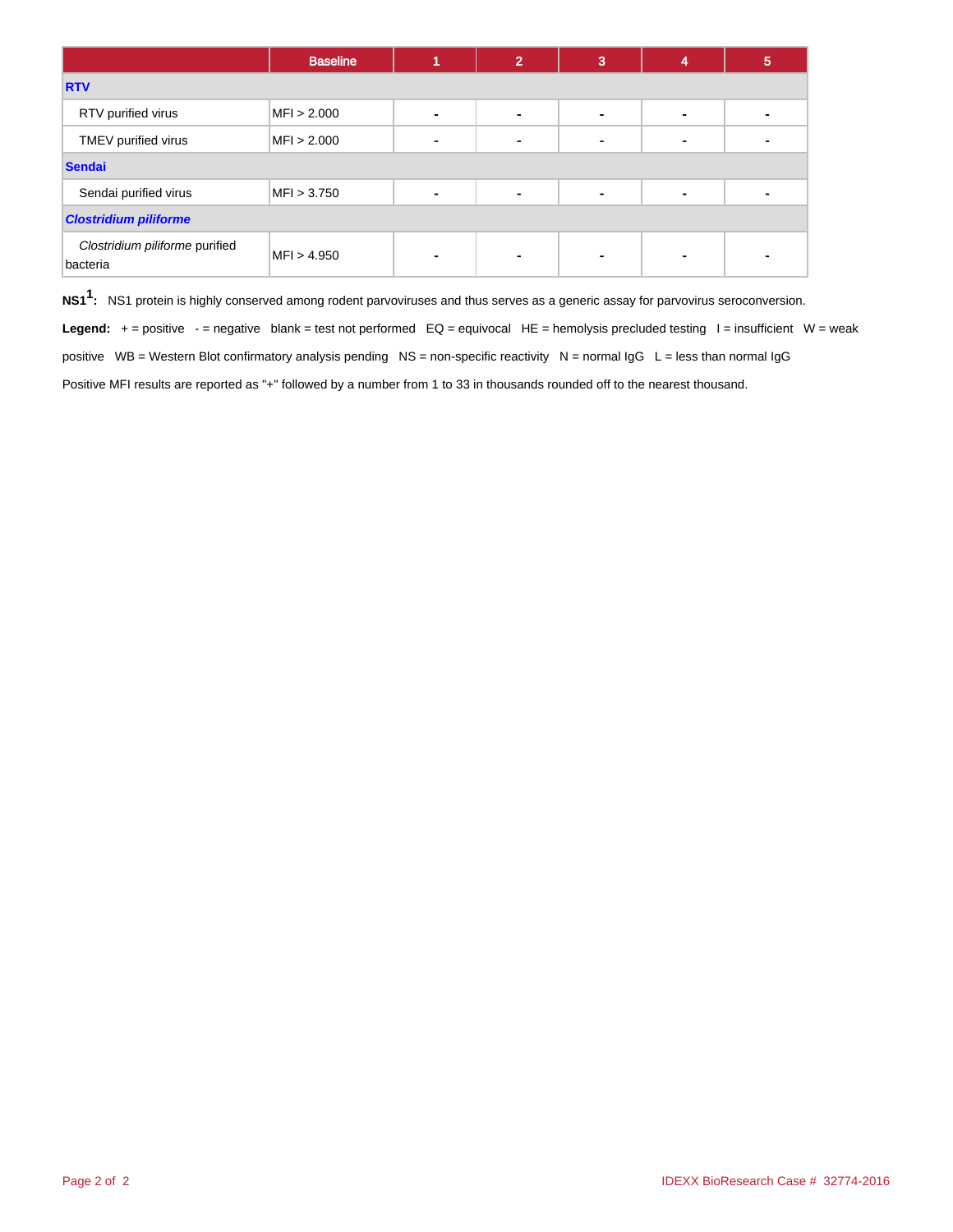| | Baseline | 1 | 2 | 3 | 4 | 5 |
|---|---|---|---|---|---|---|
| **RTV** | | | | | | |
| RTV purified virus | MFI > 2.000 | - | - | - | - | - |
| TMEV purified virus | MFI > 2.000 | - | - | - | - | - |
| **Sendai** | | | | | | |
| Sendai purified virus | MFI > 3.750 | - | - | - | - | - |
| ***Clostridium piliforme*** | | | | | | |
| *Clostridium piliforme* purified bacteria | MFI > 4.950 | - | - | - | - | - |

**NS1[1]:** NS1 protein is highly conserved among rodent parvoviruses and thus serves as a generic assay for parvovirus seroconversion.

**Legend:** + = positive - = negative blank = test not performed EQ = equivocal HE = hemolysis precluded testing I = insufficient W = weak positive WB = Western Blot confirmatory analysis pending NS = non-specific reactivity N = normal IgG L = less than normal IgG

Positive MFI results are reported as "+" followed by a number from 1 to 33 in thousands rounded off to the nearest thousand.

IDEXX BioResearch Case # 32774-2016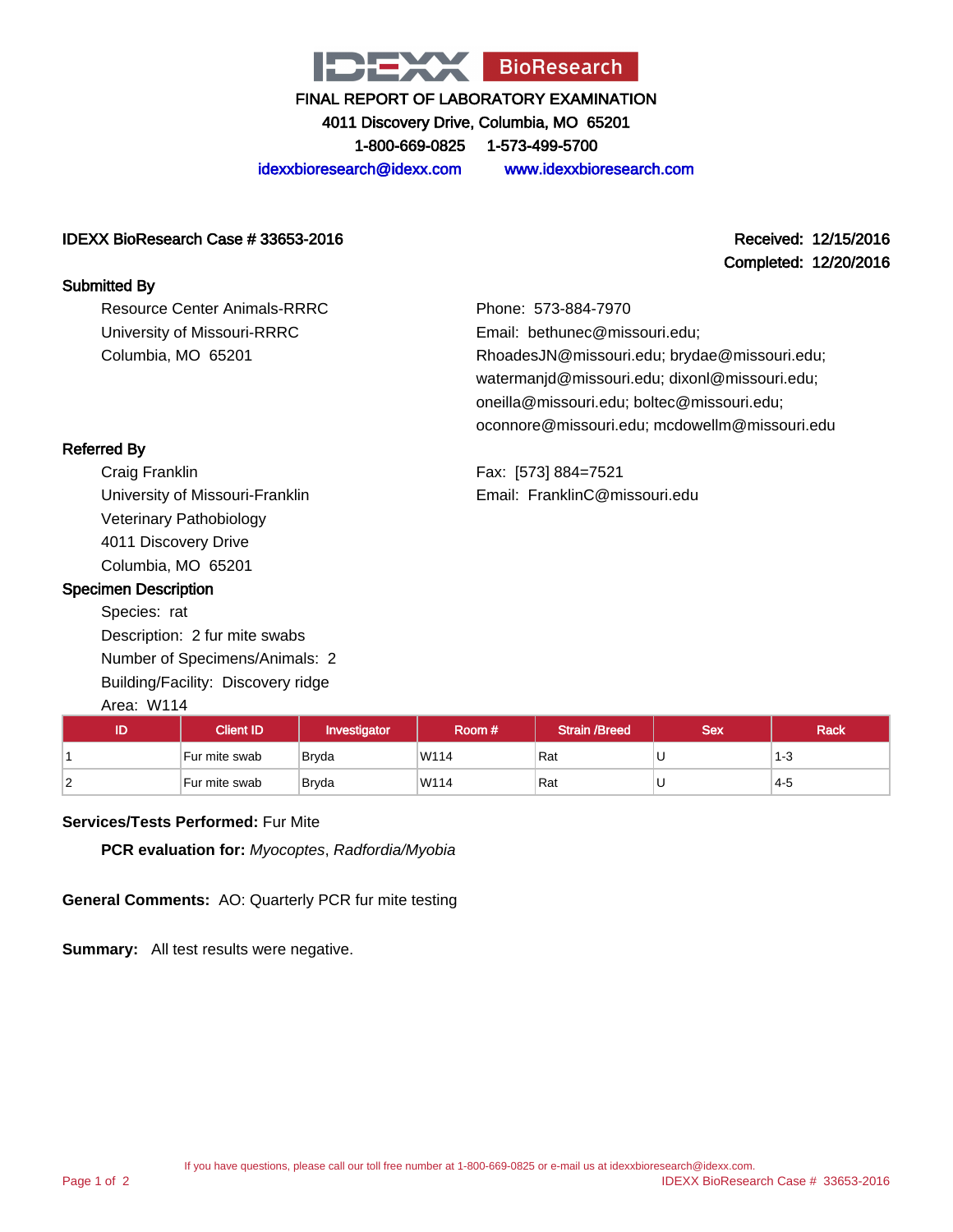# IDEXX BioResearch

FINAL REPORT OF LABORATORY EXAMINATION

4011 Discovery Drive, Columbia, MO 65201

1-800-669-0825 1-573-499-5700

idexxbioresearch@idexx.com www.idexxbioresearch.com

**IDEXX BioResearch Case # 33653-2016**

**Received: 12/15/2016**

**Completed: 12/20/2016**

**Submitted By**

Resource Center Animals-RRRC
University of Missouri-RRRC
Columbia, MO 65201

Phone: 573-884-7970
Email: bethunec@missouri.edu; RhoadesJN@missouri.edu; brydae@missouri.edu; watermanjd@missouri.edu; dixonl@missouri.edu; oneilla@missouri.edu; boltec@missouri.edu; oconnore@missouri.edu; mcdowellm@missouri.edu

**Referred By**

Craig Franklin
University of Missouri-Franklin
Veterinary Pathobiology
4011 Discovery Drive
Columbia, MO 65201

Fax: [573] 884=7521
Email: FranklinC@missouri.edu

**Specimen Description**

Species: rat
Description: 2 fur mite swabs
Number of Specimens/Animals: 2
Building/Facility: Discovery ridge
Area: W114

| ID | Client ID | Investigator | Room # | Strain /Breed | Sex | Rack |
|---|---|---|---|---|---|---|
| 1 | Fur mite swab | Bryda | W114 | Rat | U | 1-3 |
| 2 | Fur mite swab | Bryda | W114 | Rat | U | 4-5 |

**Services/Tests Performed:** Fur Mite

**PCR evaluation for:** *Myocoptes*, *Radfordia/Myobia*

**General Comments:** AO: Quarterly PCR fur mite testing

**Summary:** All test results were negative.

If you have questions, please call our toll free number at 1-800-669-0825 or e-mail us at idexxbioresearch@idexx.com.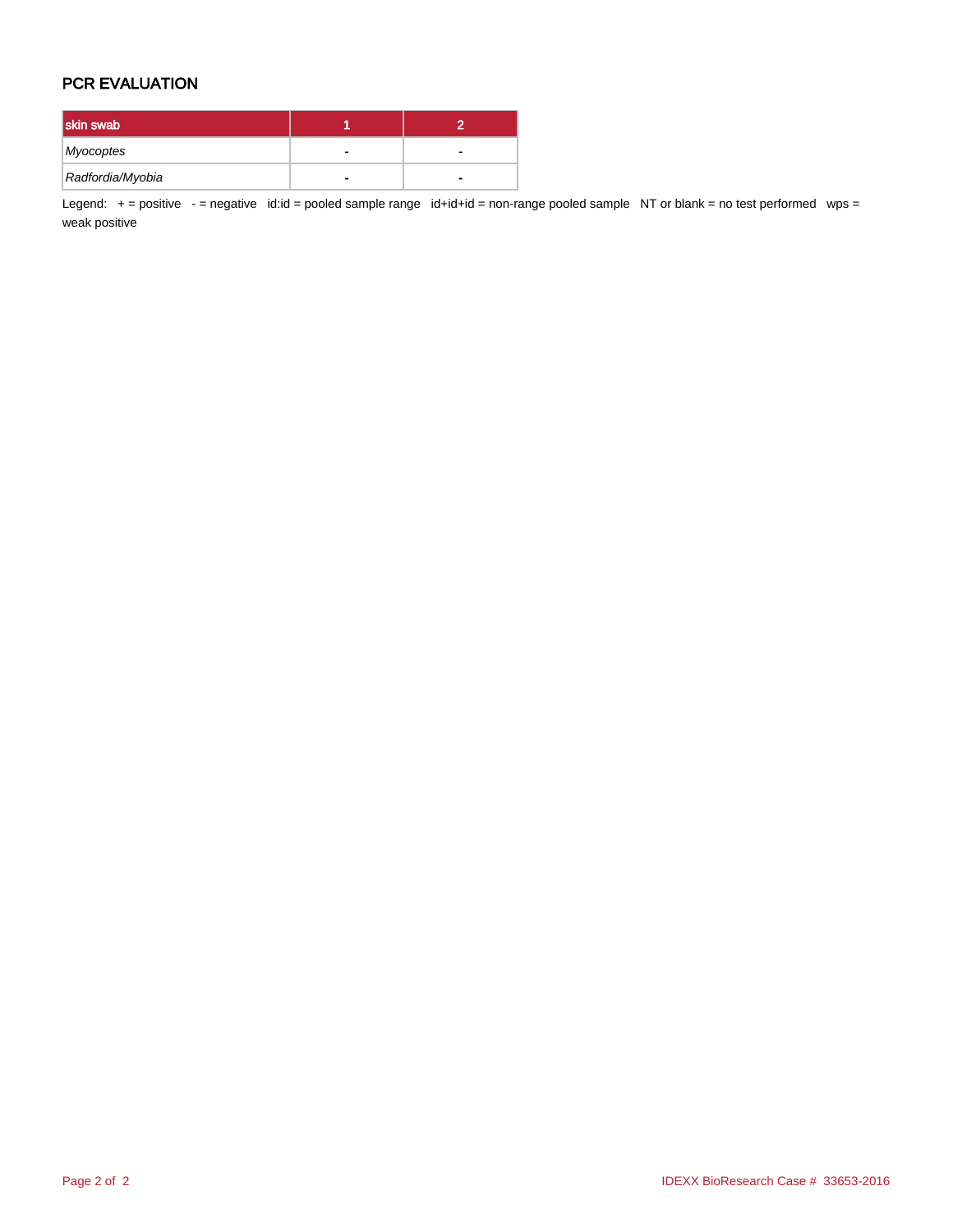## PCR EVALUATION

| skin swab | 1 | 2 |
|---|---|---|
| *Myocoptes* | - | - |
| *Radfordia/Myobia* | - | - |

Legend: + = positive - = negative id:id = pooled sample range id+id+id = non-range pooled sample NT or blank = no test performed wps = weak positive

IDEXX BioResearch Case # 33653-2016